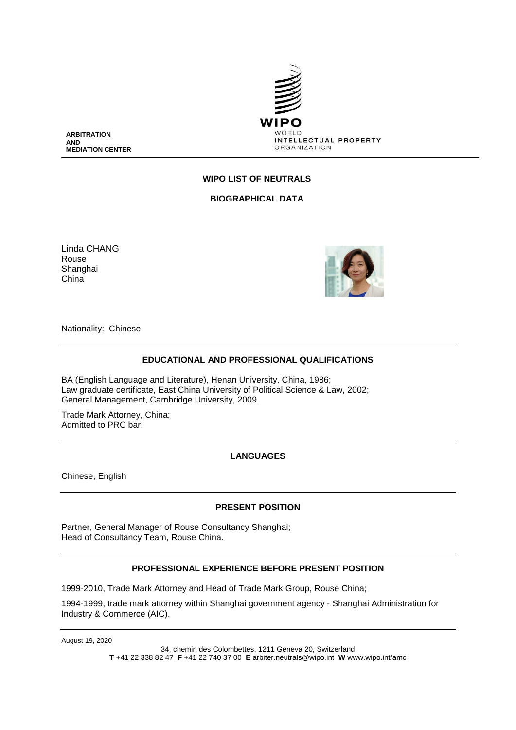ARBITRATION
AND
MEDIATION CENTER

WIPO
WORLD
INTELLECTUAL PROPERTY
ORGANIZATION

## WIPO LIST OF NEUTRALS

## BIOGRAPHICAL DATA

Linda CHANG
Rouse
Shanghai
China

Nationality: Chinese

## EDUCATIONAL AND PROFESSIONAL QUALIFICATIONS

BA (English Language and Literature), Henan University, China, 1986;
Law graduate certificate, East China University of Political Science & Law, 2002;
General Management, Cambridge University, 2009.

Trade Mark Attorney, China;
Admitted to PRC bar.

## LANGUAGES

Chinese, English

## PRESENT POSITION

Partner, General Manager of Rouse Consultancy Shanghai;
Head of Consultancy Team, Rouse China.

## PROFESSIONAL EXPERIENCE BEFORE PRESENT POSITION

1999-2010, Trade Mark Attorney and Head of Trade Mark Group, Rouse China;

1994-1999, trade mark attorney within Shanghai government agency - Shanghai Administration for Industry & Commerce (AIC).

August 19, 2020

34, chemin des Colombettes, 1211 Geneva 20, Switzerland
**T** +41 22 338 82 47 **F** +41 22 740 37 00 **E** arbiter.neutrals@wipo.int **W** www.wipo.int/amc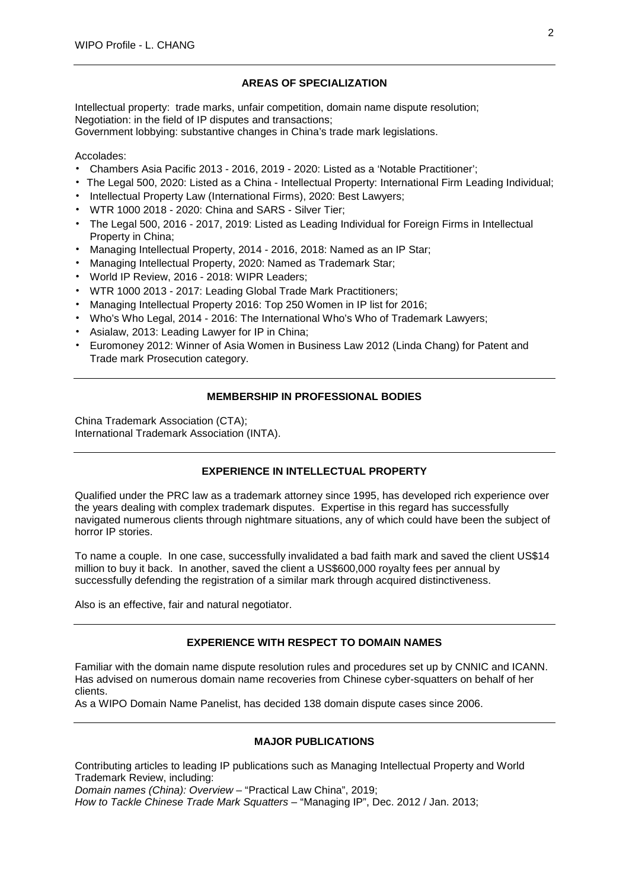## AREAS OF SPECIALIZATION

Intellectual property: trade marks, unfair competition, domain name dispute resolution;
Negotiation: in the field of IP disputes and transactions;
Government lobbying: substantive changes in China's trade mark legislations.

Accolades:

- Chambers Asia Pacific 2013 - 2016, 2019 - 2020: Listed as a 'Notable Practitioner';
- The Legal 500, 2020: Listed as a China - Intellectual Property: International Firm Leading Individual;
- Intellectual Property Law (International Firms), 2020: Best Lawyers;
- WTR 1000 2018 - 2020: China and SARS - Silver Tier;
- The Legal 500, 2016 - 2017, 2019: Listed as Leading Individual for Foreign Firms in Intellectual Property in China;
- Managing Intellectual Property, 2014 - 2016, 2018: Named as an IP Star;
- Managing Intellectual Property, 2020: Named as Trademark Star;
- World IP Review, 2016 - 2018: WIPR Leaders;
- WTR 1000 2013 - 2017: Leading Global Trade Mark Practitioners;
- Managing Intellectual Property 2016: Top 250 Women in IP list for 2016;
- Who's Who Legal, 2014 - 2016: The International Who's Who of Trademark Lawyers;
- Asialaw, 2013: Leading Lawyer for IP in China;
- Euromoney 2012: Winner of Asia Women in Business Law 2012 (Linda Chang) for Patent and Trade mark Prosecution category.

## MEMBERSHIP IN PROFESSIONAL BODIES

China Trademark Association (CTA);
International Trademark Association (INTA).

## EXPERIENCE IN INTELLECTUAL PROPERTY

Qualified under the PRC law as a trademark attorney since 1995, has developed rich experience over the years dealing with complex trademark disputes. Expertise in this regard has successfully navigated numerous clients through nightmare situations, any of which could have been the subject of horror IP stories.

To name a couple. In one case, successfully invalidated a bad faith mark and saved the client US$14 million to buy it back. In another, saved the client a US$600,000 royalty fees per annual by successfully defending the registration of a similar mark through acquired distinctiveness.

Also is an effective, fair and natural negotiator.

## EXPERIENCE WITH RESPECT TO DOMAIN NAMES

Familiar with the domain name dispute resolution rules and procedures set up by CNNIC and ICANN. Has advised on numerous domain name recoveries from Chinese cyber-squatters on behalf of her clients.
As a WIPO Domain Name Panelist, has decided 138 domain dispute cases since 2006.

## MAJOR PUBLICATIONS

Contributing articles to leading IP publications such as Managing Intellectual Property and World Trademark Review, including:
*Domain names (China): Overview* – "Practical Law China", 2019;
*How to Tackle Chinese Trade Mark Squatters* – "Managing IP", Dec. 2012 / Jan. 2013;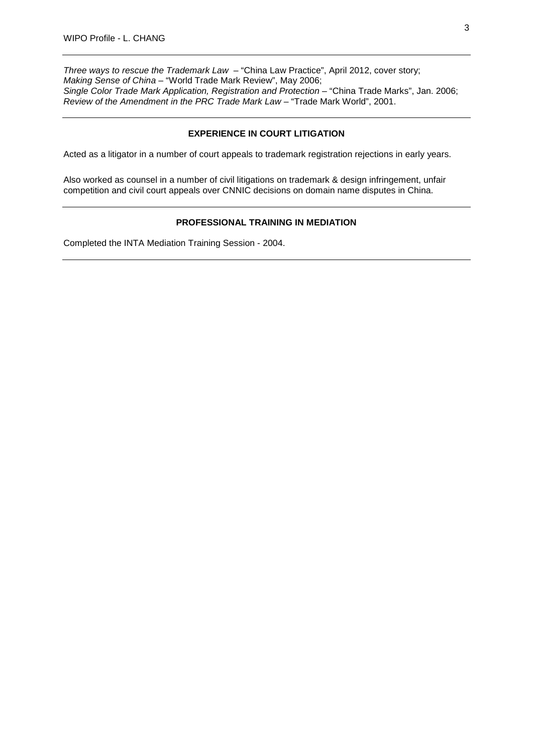*Three ways to rescue the Trademark Law* – "China Law Practice", April 2012, cover story;
*Making Sense of China* – "World Trade Mark Review", May 2006;
*Single Color Trade Mark Application, Registration and Protection* – "China Trade Marks", Jan. 2006;
*Review of the Amendment in the PRC Trade Mark Law* – "Trade Mark World", 2001.

## EXPERIENCE IN COURT LITIGATION

Acted as a litigator in a number of court appeals to trademark registration rejections in early years.

Also worked as counsel in a number of civil litigations on trademark & design infringement, unfair competition and civil court appeals over CNNIC decisions on domain name disputes in China.

## PROFESSIONAL TRAINING IN MEDIATION

Completed the INTA Mediation Training Session - 2004.